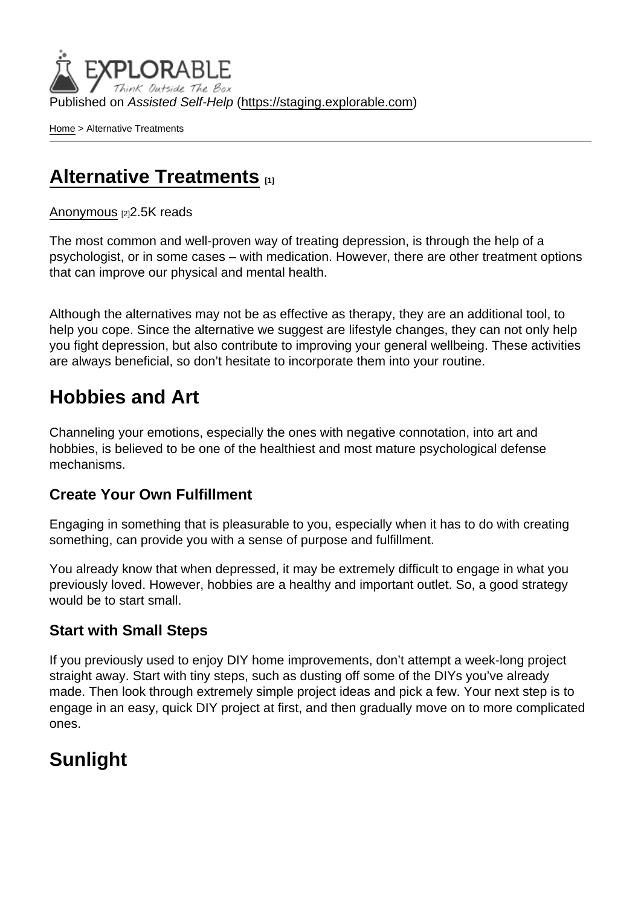Published on *Assisted Self-Help* (https://staging.explorable.com)

Home > Alternative Treatments

# Alternative Treatments [1]

Anonymous [2]2.5K reads

The most common and well-proven way of treating depression, is through the help of a psychologist, or in some cases – with medication. However, there are other treatment options that can improve our physical and mental health.

Although the alternatives may not be as effective as therapy, they are an additional tool, to help you cope. Since the alternative we suggest are lifestyle changes, they can not only help you fight depression, but also contribute to improving your general wellbeing. These activities are always beneficial, so don't hesitate to incorporate them into your routine.

## Hobbies and Art

Channeling your emotions, especially the ones with negative connotation, into art and hobbies, is believed to be one of the healthiest and most mature psychological defense mechanisms.

### Create Your Own Fulfillment

Engaging in something that is pleasurable to you, especially when it has to do with creating something, can provide you with a sense of purpose and fulfillment.

You already know that when depressed, it may be extremely difficult to engage in what you previously loved. However, hobbies are a healthy and important outlet. So, a good strategy would be to start small.

### Start with Small Steps

If you previously used to enjoy DIY home improvements, don't attempt a week-long project straight away. Start with tiny steps, such as dusting off some of the DIYs you've already made. Then look through extremely simple project ideas and pick a few. Your next step is to engage in an easy, quick DIY project at first, and then gradually move on to more complicated ones.

## Sunlight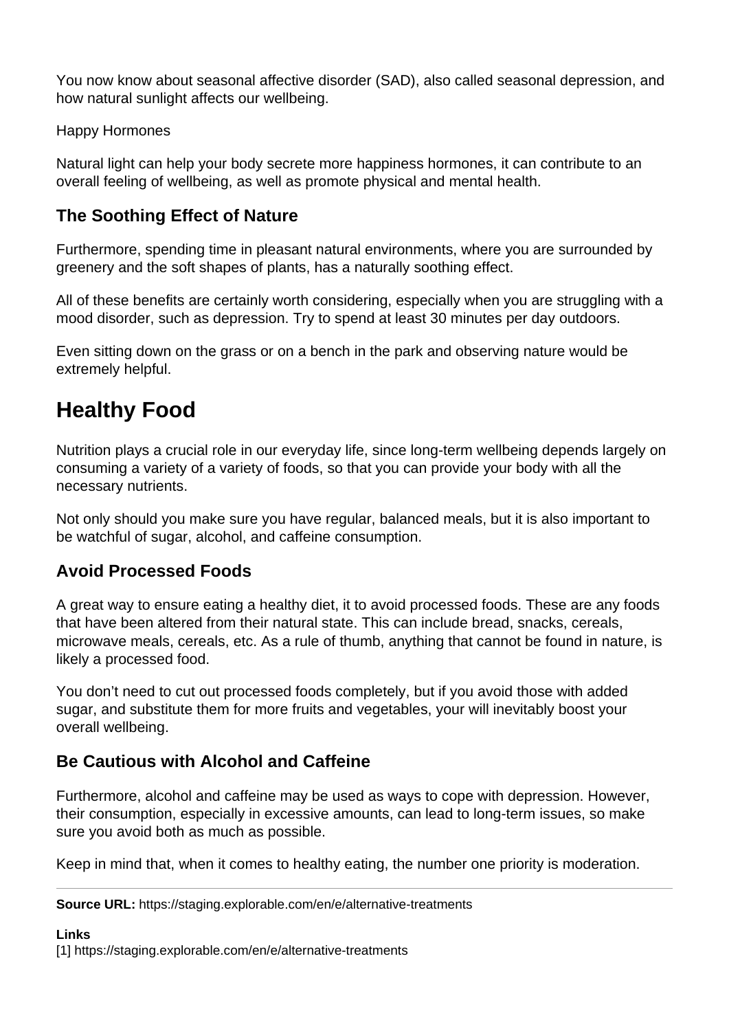You now know about seasonal affective disorder (SAD), also called seasonal depression, and how natural sunlight affects our wellbeing.

Happy Hormones

Natural light can help your body secrete more happiness hormones, it can contribute to an overall feeling of wellbeing, as well as promote physical and mental health.

### The Soothing Effect of Nature

Furthermore, spending time in pleasant natural environments, where you are surrounded by greenery and the soft shapes of plants, has a naturally soothing effect.

All of these benefits are certainly worth considering, especially when you are struggling with a mood disorder, such as depression. Try to spend at least 30 minutes per day outdoors.

Even sitting down on the grass or on a bench in the park and observing nature would be extremely helpful.

## Healthy Food

Nutrition plays a crucial role in our everyday life, since long-term wellbeing depends largely on consuming a variety of a variety of foods, so that you can provide your body with all the necessary nutrients.

Not only should you make sure you have regular, balanced meals, but it is also important to be watchful of sugar, alcohol, and caffeine consumption.

### Avoid Processed Foods

A great way to ensure eating a healthy diet, it to avoid processed foods. These are any foods that have been altered from their natural state. This can include bread, snacks, cereals, microwave meals, cereals, etc. As a rule of thumb, anything that cannot be found in nature, is likely a processed food.

You don't need to cut out processed foods completely, but if you avoid those with added sugar, and substitute them for more fruits and vegetables, your will inevitably boost your overall wellbeing.

### Be Cautious with Alcohol and Caffeine

Furthermore, alcohol and caffeine may be used as ways to cope with depression. However, their consumption, especially in excessive amounts, can lead to long-term issues, so make sure you avoid both as much as possible.

Keep in mind that, when it comes to healthy eating, the number one priority is moderation.

---

**Source URL:** https://staging.explorable.com/en/e/alternative-treatments

**Links**
[1] https://staging.explorable.com/en/e/alternative-treatments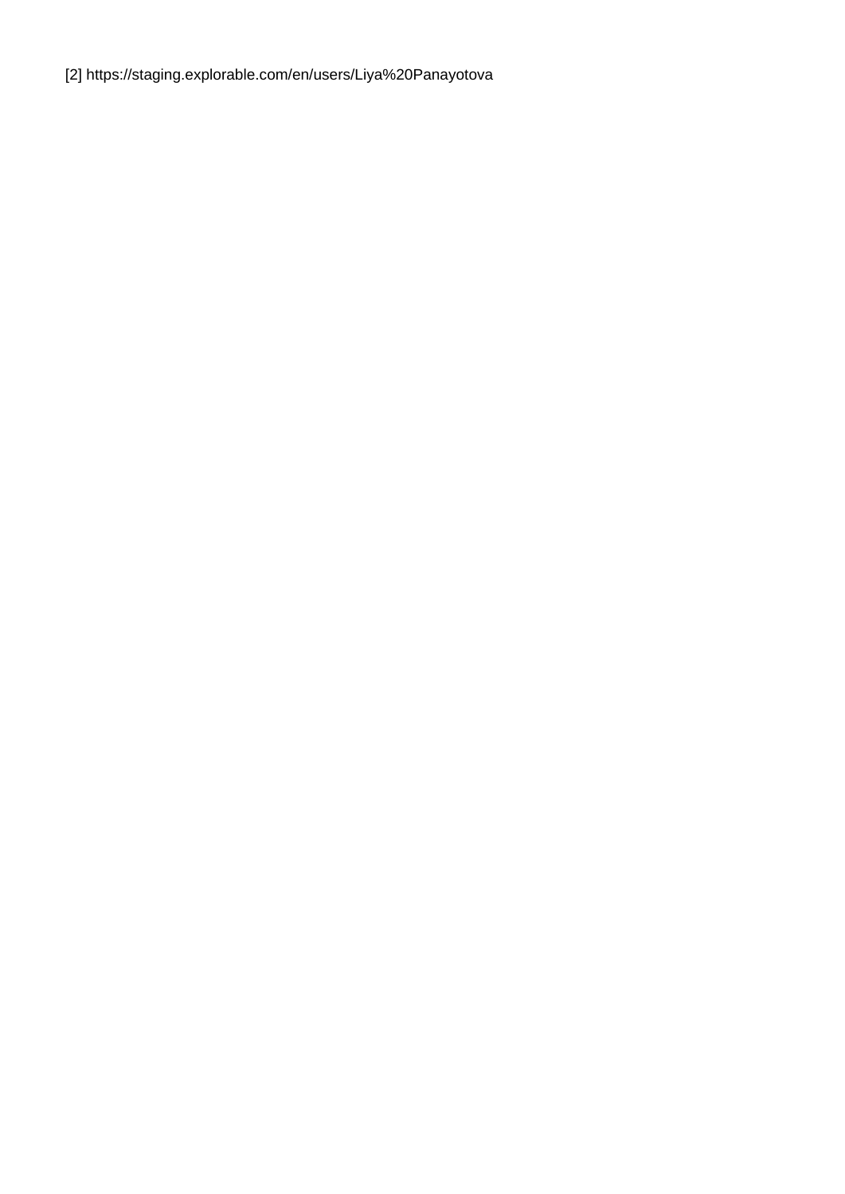[2] https://staging.explorable.com/en/users/Liya%20Panayotova